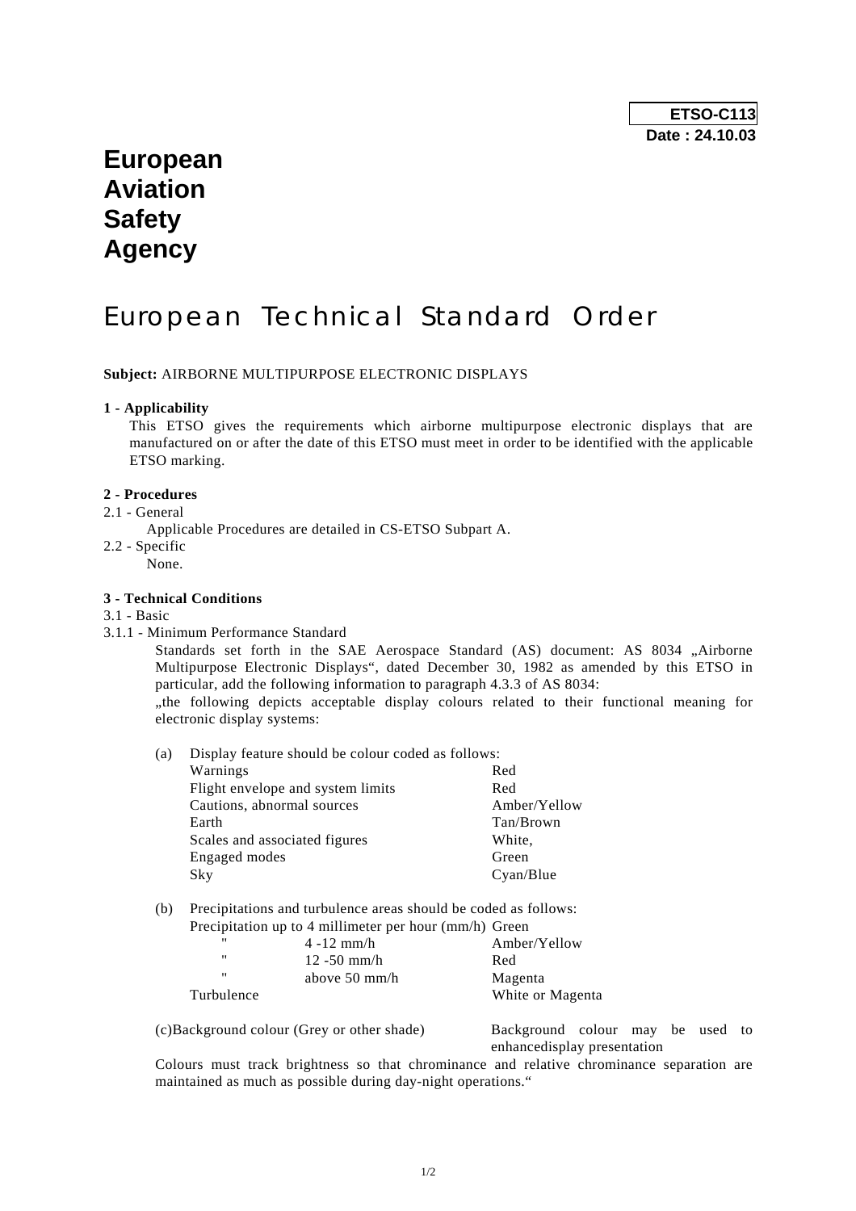**ETSO-C113**
**Date : 24.10.03**

# European Aviation Safety Agency

# European Technical Standard Order

**Subject:** AIRBORNE MULTIPURPOSE ELECTRONIC DISPLAYS

**1 - Applicability**

This ETSO gives the requirements which airborne multipurpose electronic displays that are manufactured on or after the date of this ETSO must meet in order to be identified with the applicable ETSO marking.

**2 - Procedures**

2.1 - General

Applicable Procedures are detailed in CS-ETSO Subpart A.

2.2 - Specific

None.

**3 - Technical Conditions**

3.1 - Basic

3.1.1 - Minimum Performance Standard

Standards set forth in the SAE Aerospace Standard (AS) document: AS 8034 „Airborne Multipurpose Electronic Displays", dated December 30, 1982 as amended by this ETSO in particular, add the following information to paragraph 4.3.3 of AS 8034:

„the following depicts acceptable display colours related to their functional meaning for electronic display systems:

(a) Display feature should be colour coded as follows:

| | |
|---|---|
| Warnings | Red |
| Flight envelope and system limits | Red |
| Cautions, abnormal sources | Amber/Yellow |
| Earth | Tan/Brown |
| Scales and associated figures | White, |
| Engaged modes | Green |
| Sky | Cyan/Blue |

(b) Precipitations and turbulence areas should be coded as follows:

| | | |
|---|---|---|
| Precipitation up to 4 millimeter per hour (mm/h) | | Green |
| " | 4 -12 mm/h | Amber/Yellow |
| " | 12 -50 mm/h | Red |
| " | above 50 mm/h | Magenta |
| Turbulence | | White or Magenta |

(c)Background colour (Grey or other shade) — Background colour may be used to enhancedisplay presentation

Colours must track brightness so that chrominance and relative chrominance separation are maintained as much as possible during day-night operations."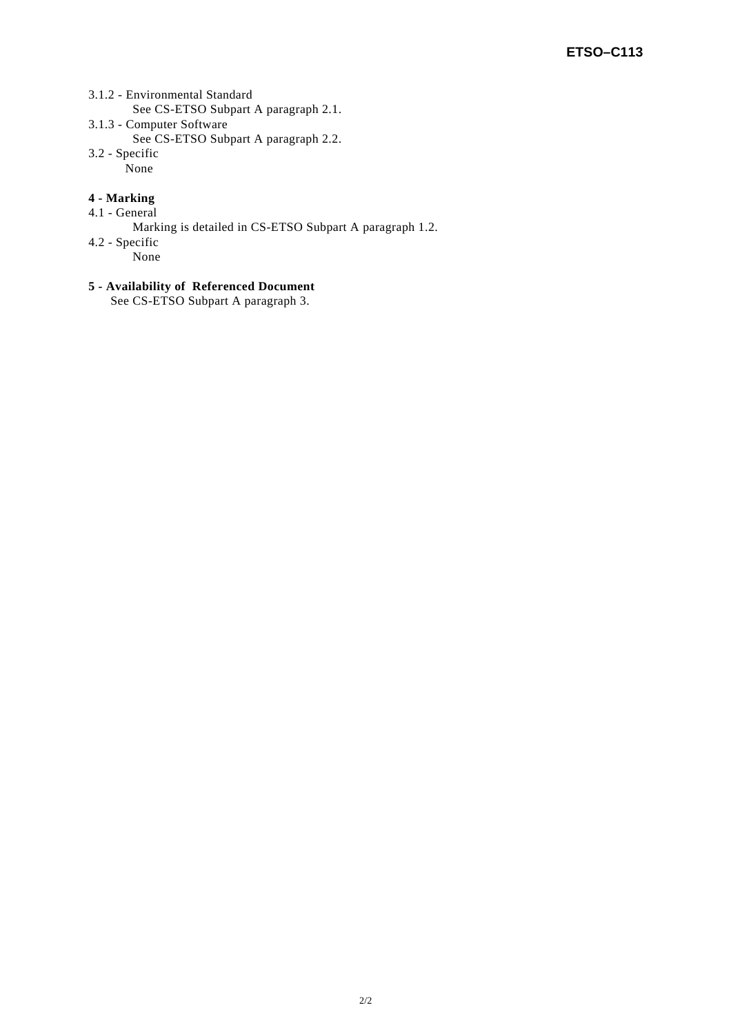3.1.2 - Environmental Standard

See CS-ETSO Subpart A paragraph 2.1.

3.1.3 - Computer Software

See CS-ETSO Subpart A paragraph 2.2.

3.2 - Specific

None

**4 - Marking**

4.1 - General

Marking is detailed in CS-ETSO Subpart A paragraph 1.2.

4.2 - Specific

None

**5 - Availability of Referenced Document**

See CS-ETSO Subpart A paragraph 3.